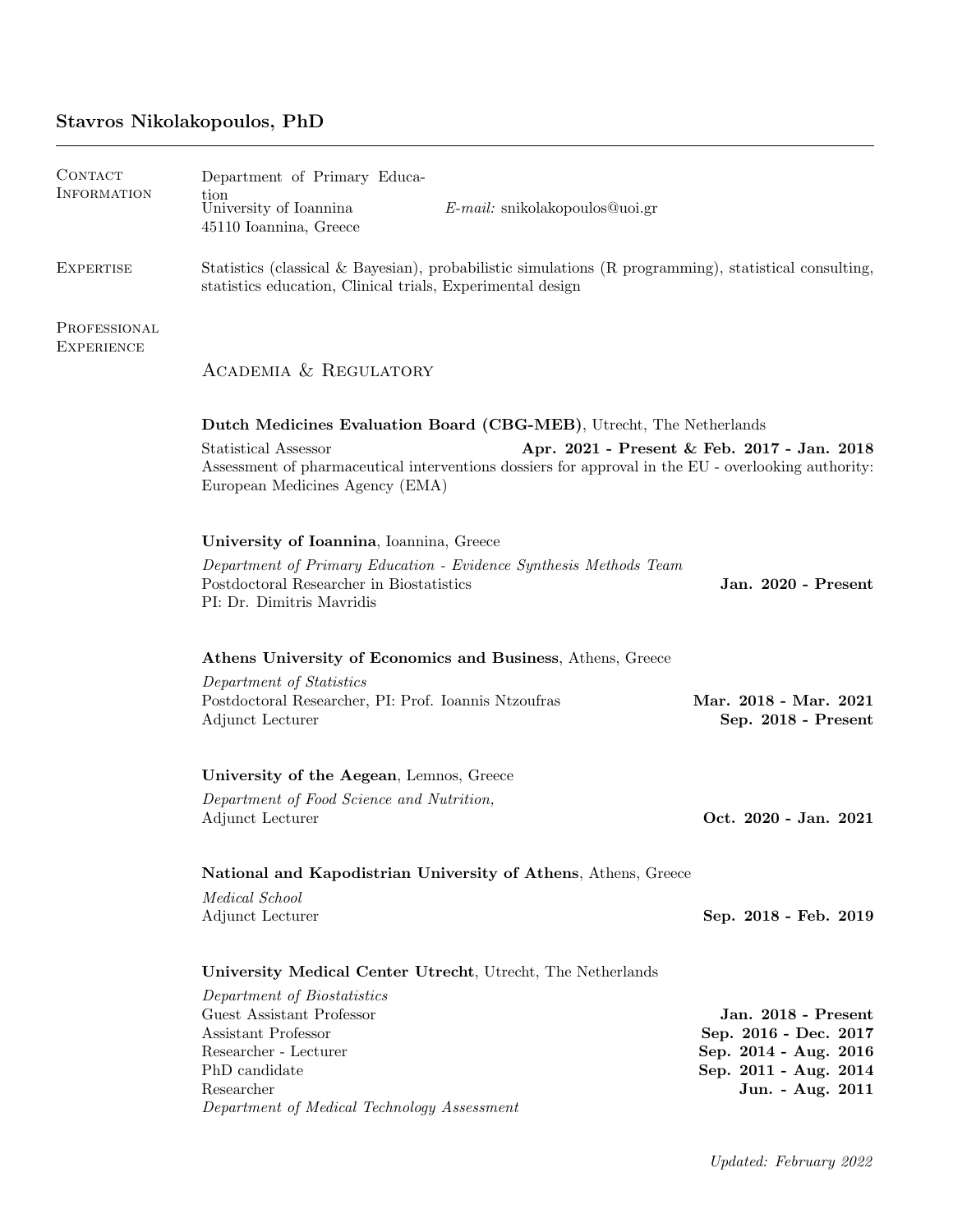# Stavros Nikolakopoulos, PhD

## Contact Information

Department of Primary Education
University of Ioannina
45110 Ioannina, Greece

*E-mail:* snikolakopoulos@uoi.gr

## Expertise

Statistics (classical & Bayesian), probabilistic simulations (R programming), statistical consulting, statistics education, Clinical trials, Experimental design

## Professional Experience

### Academia & Regulatory

**Dutch Medicines Evaluation Board (CBG-MEB)**, Utrecht, The Netherlands

Statistical Assessor — **Apr. 2021 - Present & Feb. 2017 - Jan. 2018**

Assessment of pharmaceutical interventions dossiers for approval in the EU - overlooking authority: European Medicines Agency (EMA)

**University of Ioannina**, Ioannina, Greece

*Department of Primary Education - Evidence Synthesis Methods Team*

Postdoctoral Researcher in Biostatistics — **Jan. 2020 - Present**

PI: Dr. Dimitris Mavridis

**Athens University of Economics and Business**, Athens, Greece

*Department of Statistics*

Postdoctoral Researcher, PI: Prof. Ioannis Ntzoufras — **Mar. 2018 - Mar. 2021**

Adjunct Lecturer — **Sep. 2018 - Present**

**University of the Aegean**, Lemnos, Greece

*Department of Food Science and Nutrition,*

Adjunct Lecturer — **Oct. 2020 - Jan. 2021**

**National and Kapodistrian University of Athens**, Athens, Greece

*Medical School*

Adjunct Lecturer — **Sep. 2018 - Feb. 2019**

**University Medical Center Utrecht**, Utrecht, The Netherlands

*Department of Biostatistics*

Guest Assistant Professor — **Jan. 2018 - Present**

Assistant Professor — **Sep. 2016 - Dec. 2017**

Researcher - Lecturer — **Sep. 2014 - Aug. 2016**

PhD candidate — **Sep. 2011 - Aug. 2014**

Researcher — **Jun. - Aug. 2011**

*Department of Medical Technology Assessment*

*Updated: February 2022*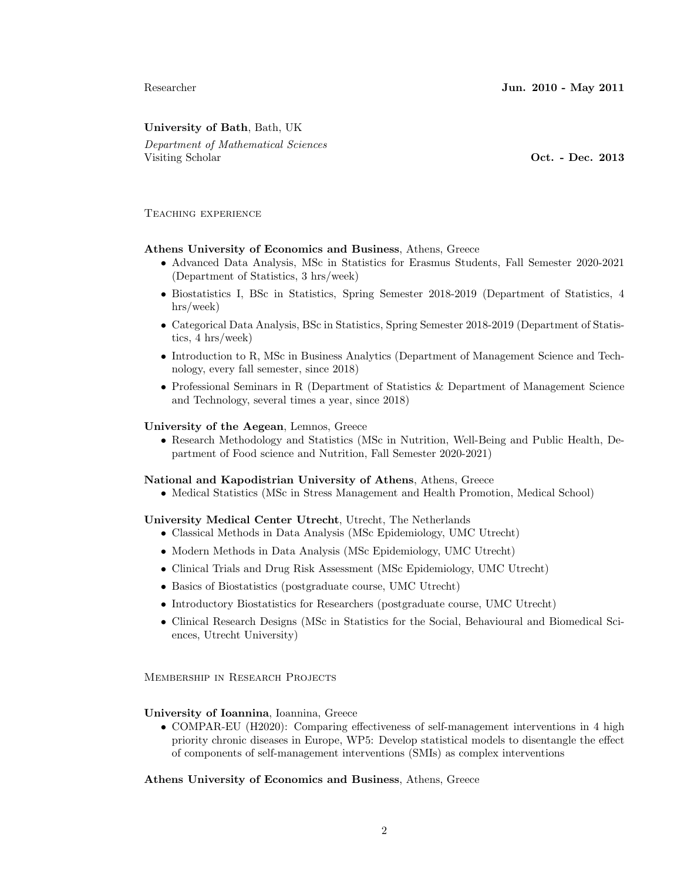Researcher **Jun. 2010 - May 2011**

**University of Bath**, Bath, UK

*Department of Mathematical Sciences*
Visiting Scholar **Oct. - Dec. 2013**

## Teaching experience

**Athens University of Economics and Business**, Athens, Greece

- Advanced Data Analysis, MSc in Statistics for Erasmus Students, Fall Semester 2020-2021 (Department of Statistics, 3 hrs/week)
- Biostatistics I, BSc in Statistics, Spring Semester 2018-2019 (Department of Statistics, 4 hrs/week)
- Categorical Data Analysis, BSc in Statistics, Spring Semester 2018-2019 (Department of Statistics, 4 hrs/week)
- Introduction to R, MSc in Business Analytics (Department of Management Science and Technology, every fall semester, since 2018)
- Professional Seminars in R (Department of Statistics & Department of Management Science and Technology, several times a year, since 2018)

**University of the Aegean**, Lemnos, Greece

- Research Methodology and Statistics (MSc in Nutrition, Well-Being and Public Health, Department of Food science and Nutrition, Fall Semester 2020-2021)

**National and Kapodistrian University of Athens**, Athens, Greece

- Medical Statistics (MSc in Stress Management and Health Promotion, Medical School)

**University Medical Center Utrecht**, Utrecht, The Netherlands

- Classical Methods in Data Analysis (MSc Epidemiology, UMC Utrecht)
- Modern Methods in Data Analysis (MSc Epidemiology, UMC Utrecht)
- Clinical Trials and Drug Risk Assessment (MSc Epidemiology, UMC Utrecht)
- Basics of Biostatistics (postgraduate course, UMC Utrecht)
- Introductory Biostatistics for Researchers (postgraduate course, UMC Utrecht)
- Clinical Research Designs (MSc in Statistics for the Social, Behavioural and Biomedical Sciences, Utrecht University)

## Membership in Research Projects

**University of Ioannina**, Ioannina, Greece

- COMPAR-EU (H2020): Comparing effectiveness of self-management interventions in 4 high priority chronic diseases in Europe, WP5: Develop statistical models to disentangle the effect of components of self-management interventions (SMIs) as complex interventions

**Athens University of Economics and Business**, Athens, Greece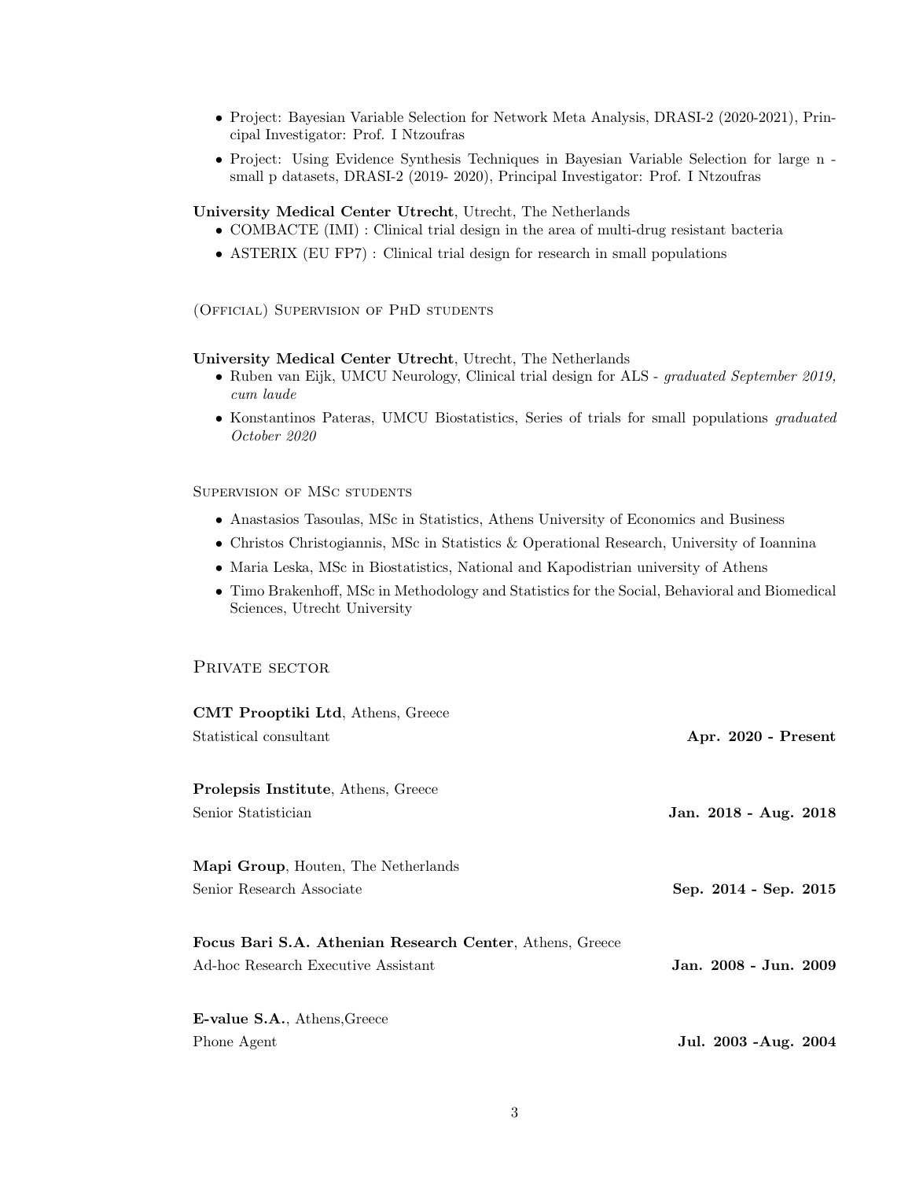- Project: Bayesian Variable Selection for Network Meta Analysis, DRASI-2 (2020-2021), Principal Investigator: Prof. I Ntzoufras
- Project: Using Evidence Synthesis Techniques in Bayesian Variable Selection for large n - small p datasets, DRASI-2 (2019- 2020), Principal Investigator: Prof. I Ntzoufras

**University Medical Center Utrecht**, Utrecht, The Netherlands

- COMBACTE (IMI) : Clinical trial design in the area of multi-drug resistant bacteria
- ASTERIX (EU FP7) : Clinical trial design for research in small populations

### (Official) Supervision of PhD students

**University Medical Center Utrecht**, Utrecht, The Netherlands

- Ruben van Eijk, UMCU Neurology, Clinical trial design for ALS - *graduated September 2019, cum laude*
- Konstantinos Pateras, UMCU Biostatistics, Series of trials for small populations *graduated October 2020*

### Supervision of MSc students

- Anastasios Tasoulas, MSc in Statistics, Athens University of Economics and Business
- Christos Christogiannis, MSc in Statistics & Operational Research, University of Ioannina
- Maria Leska, MSc in Biostatistics, National and Kapodistrian university of Athens
- Timo Brakenhoff, MSc in Methodology and Statistics for the Social, Behavioral and Biomedical Sciences, Utrecht University

## Private sector

**CMT Prooptiki Ltd**, Athens, Greece
Statistical consultant — **Apr. 2020 - Present**

**Prolepsis Institute**, Athens, Greece
Senior Statistician — **Jan. 2018 - Aug. 2018**

**Mapi Group**, Houten, The Netherlands
Senior Research Associate — **Sep. 2014 - Sep. 2015**

**Focus Bari S.A. Athenian Research Center**, Athens, Greece
Ad-hoc Research Executive Assistant — **Jan. 2008 - Jun. 2009**

**E-value S.A.**, Athens,Greece
Phone Agent — **Jul. 2003 -Aug. 2004**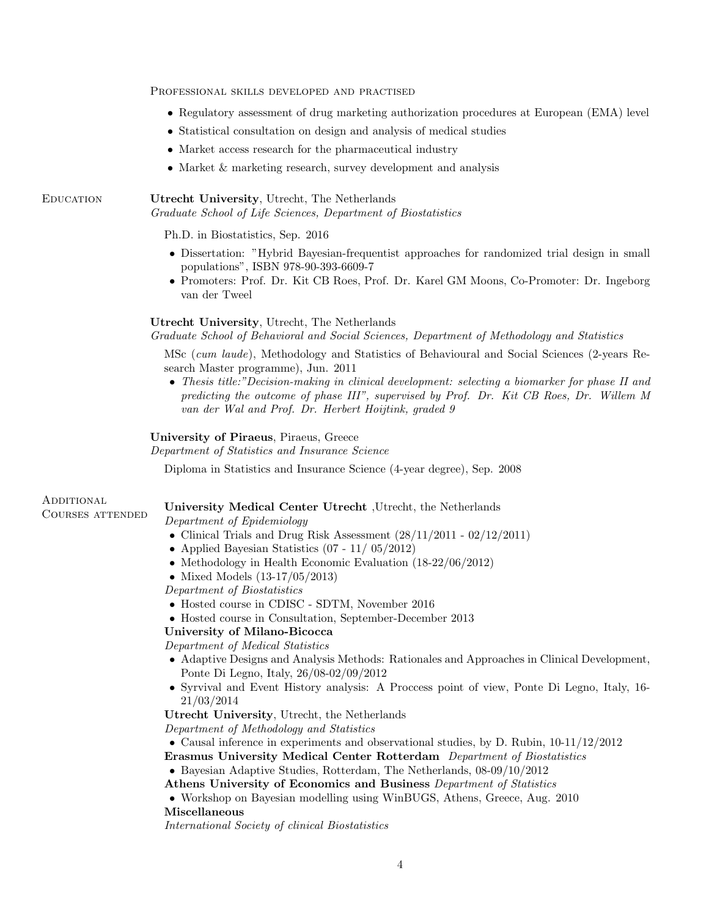Professional skills developed and practised

- Regulatory assessment of drug marketing authorization procedures at European (EMA) level
- Statistical consultation on design and analysis of medical studies
- Market access research for the pharmaceutical industry
- Market & marketing research, survey development and analysis

## Education

**Utrecht University**, Utrecht, The Netherlands
*Graduate School of Life Sciences, Department of Biostatistics*

Ph.D. in Biostatistics, Sep. 2016

- Dissertation: "Hybrid Bayesian-frequentist approaches for randomized trial design in small populations", ISBN 978-90-393-6609-7
- Promoters: Prof. Dr. Kit CB Roes, Prof. Dr. Karel GM Moons, Co-Promoter: Dr. Ingeborg van der Tweel

**Utrecht University**, Utrecht, The Netherlands
*Graduate School of Behavioral and Social Sciences, Department of Methodology and Statistics*

MSc (*cum laude*), Methodology and Statistics of Behavioural and Social Sciences (2-years Research Master programme), Jun. 2011

- *Thesis title:"Decision-making in clinical development: selecting a biomarker for phase II and predicting the outcome of phase III", supervised by Prof. Dr. Kit CB Roes, Dr. Willem M van der Wal and Prof. Dr. Herbert Hoijtink, graded 9*

**University of Piraeus**, Piraeus, Greece
*Department of Statistics and Insurance Science*

Diploma in Statistics and Insurance Science (4-year degree), Sep. 2008

## Additional Courses attended

**University Medical Center Utrecht** ,Utrecht, the Netherlands
*Department of Epidemiology*

- Clinical Trials and Drug Risk Assessment (28/11/2011 - 02/12/2011)
- Applied Bayesian Statistics (07 - 11/ 05/2012)
- Methodology in Health Economic Evaluation (18-22/06/2012)
- Mixed Models (13-17/05/2013)

*Department of Biostatistics*

- Hosted course in CDISC - SDTM, November 2016
- Hosted course in Consultation, September-December 2013

**University of Milano-Bicocca**
*Department of Medical Statistics*

- Adaptive Designs and Analysis Methods: Rationales and Approaches in Clinical Development, Ponte Di Legno, Italy, 26/08-02/09/2012
- Syrvival and Event History analysis: A Proccess point of view, Ponte Di Legno, Italy, 16-21/03/2014

**Utrecht University**, Utrecht, the Netherlands
*Department of Methodology and Statistics*

- Causal inference in experiments and observational studies, by D. Rubin, 10-11/12/2012

**Erasmus University Medical Center Rotterdam** *Department of Biostatistics*

- Bayesian Adaptive Studies, Rotterdam, The Netherlands, 08-09/10/2012

**Athens University of Economics and Business** *Department of Statistics*

- Workshop on Bayesian modelling using WinBUGS, Athens, Greece, Aug. 2010

**Miscellaneous**
*International Society of clinical Biostatistics*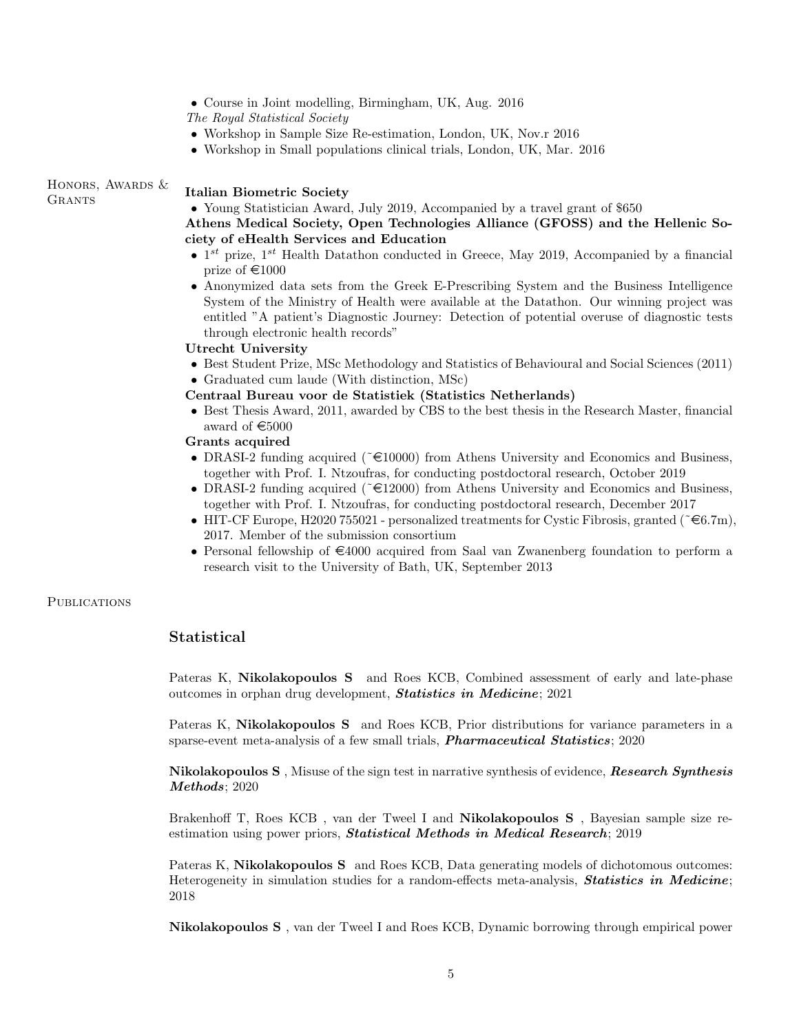- Course in Joint modelling, Birmingham, UK, Aug. 2016

*The Royal Statistical Society*

- Workshop in Sample Size Re-estimation, London, UK, Nov.r 2016
- Workshop in Small populations clinical trials, London, UK, Mar. 2016

## Honors, Awards & Grants

**Italian Biometric Society**

- Young Statistician Award, July 2019, Accompanied by a travel grant of $650

**Athens Medical Society, Open Technologies Alliance (GFOSS) and the Hellenic Society of eHealth Services and Education**

- $1^{st}$ prize, $1^{st}$ Health Datathon conducted in Greece, May 2019, Accompanied by a financial prize of €1000
- Anonymized data sets from the Greek E-Prescribing System and the Business Intelligence System of the Ministry of Health were available at the Datathon. Our winning project was entitled "A patient's Diagnostic Journey: Detection of potential overuse of diagnostic tests through electronic health records"

**Utrecht University**

- Best Student Prize, MSc Methodology and Statistics of Behavioural and Social Sciences (2011)
- Graduated cum laude (With distinction, MSc)

**Centraal Bureau voor de Statistiek (Statistics Netherlands)**

- Best Thesis Award, 2011, awarded by CBS to the best thesis in the Research Master, financial award of €5000

**Grants acquired**

- DRASI-2 funding acquired (~€10000) from Athens University and Economics and Business, together with Prof. I. Ntzoufras, for conducting postdoctoral research, October 2019
- DRASI-2 funding acquired (~€12000) from Athens University and Economics and Business, together with Prof. I. Ntzoufras, for conducting postdoctoral research, December 2017
- HIT-CF Europe, H2020 755021 - personalized treatments for Cystic Fibrosis, granted (~€6.7m), 2017. Member of the submission consortium
- Personal fellowship of €4000 acquired from Saal van Zwanenberg foundation to perform a research visit to the University of Bath, UK, September 2013

## Publications

### Statistical

Pateras K, **Nikolakopoulos S** and Roes KCB, Combined assessment of early and late-phase outcomes in orphan drug development, ***Statistics in Medicine***; 2021

Pateras K, **Nikolakopoulos S** and Roes KCB, Prior distributions for variance parameters in a sparse-event meta-analysis of a few small trials, ***Pharmaceutical Statistics***; 2020

**Nikolakopoulos S** , Misuse of the sign test in narrative synthesis of evidence, ***Research Synthesis Methods***; 2020

Brakenhoff T, Roes KCB , van der Tweel I and **Nikolakopoulos S** , Bayesian sample size re-estimation using power priors, ***Statistical Methods in Medical Research***; 2019

Pateras K, **Nikolakopoulos S** and Roes KCB, Data generating models of dichotomous outcomes: Heterogeneity in simulation studies for a random-effects meta-analysis, ***Statistics in Medicine***; 2018

**Nikolakopoulos S** , van der Tweel I and Roes KCB, Dynamic borrowing through empirical power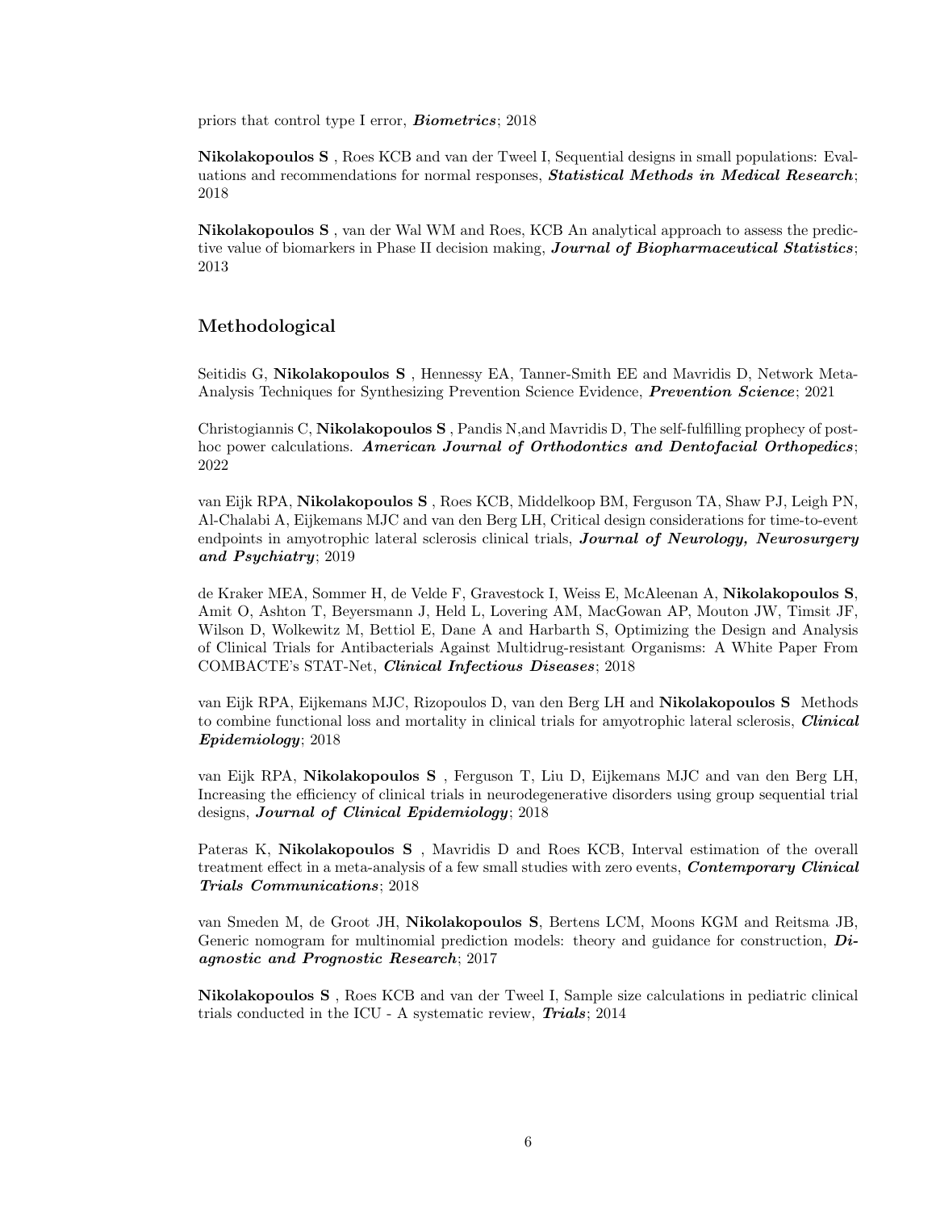priors that control type I error, ***Biometrics***; 2018

**Nikolakopoulos S** , Roes KCB and van der Tweel I, Sequential designs in small populations: Evaluations and recommendations for normal responses, ***Statistical Methods in Medical Research***; 2018

**Nikolakopoulos S** , van der Wal WM and Roes, KCB An analytical approach to assess the predictive value of biomarkers in Phase II decision making, ***Journal of Biopharmaceutical Statistics***; 2013

## Methodological

Seitidis G, **Nikolakopoulos S** , Hennessy EA, Tanner-Smith EE and Mavridis D, Network Meta-Analysis Techniques for Synthesizing Prevention Science Evidence, ***Prevention Science***; 2021

Christogiannis C, **Nikolakopoulos S** , Pandis N,and Mavridis D, The self-fulfilling prophecy of post-hoc power calculations. ***American Journal of Orthodontics and Dentofacial Orthopedics***; 2022

van Eijk RPA, **Nikolakopoulos S** , Roes KCB, Middelkoop BM, Ferguson TA, Shaw PJ, Leigh PN, Al-Chalabi A, Eijkemans MJC and van den Berg LH, Critical design considerations for time-to-event endpoints in amyotrophic lateral sclerosis clinical trials, ***Journal of Neurology, Neurosurgery and Psychiatry***; 2019

de Kraker MEA, Sommer H, de Velde F, Gravestock I, Weiss E, McAleenan A, **Nikolakopoulos S**, Amit O, Ashton T, Beyersmann J, Held L, Lovering AM, MacGowan AP, Mouton JW, Timsit JF, Wilson D, Wolkewitz M, Bettiol E, Dane A and Harbarth S, Optimizing the Design and Analysis of Clinical Trials for Antibacterials Against Multidrug-resistant Organisms: A White Paper From COMBACTE's STAT-Net, ***Clinical Infectious Diseases***; 2018

van Eijk RPA, Eijkemans MJC, Rizopoulos D, van den Berg LH and **Nikolakopoulos S** Methods to combine functional loss and mortality in clinical trials for amyotrophic lateral sclerosis, ***Clinical Epidemiology***; 2018

van Eijk RPA, **Nikolakopoulos S** , Ferguson T, Liu D, Eijkemans MJC and van den Berg LH, Increasing the efficiency of clinical trials in neurodegenerative disorders using group sequential trial designs, ***Journal of Clinical Epidemiology***; 2018

Pateras K, **Nikolakopoulos S** , Mavridis D and Roes KCB, Interval estimation of the overall treatment effect in a meta-analysis of a few small studies with zero events, ***Contemporary Clinical Trials Communications***; 2018

van Smeden M, de Groot JH, **Nikolakopoulos S**, Bertens LCM, Moons KGM and Reitsma JB, Generic nomogram for multinomial prediction models: theory and guidance for construction, ***Diagnostic and Prognostic Research***; 2017

**Nikolakopoulos S** , Roes KCB and van der Tweel I, Sample size calculations in pediatric clinical trials conducted in the ICU - A systematic review, ***Trials***; 2014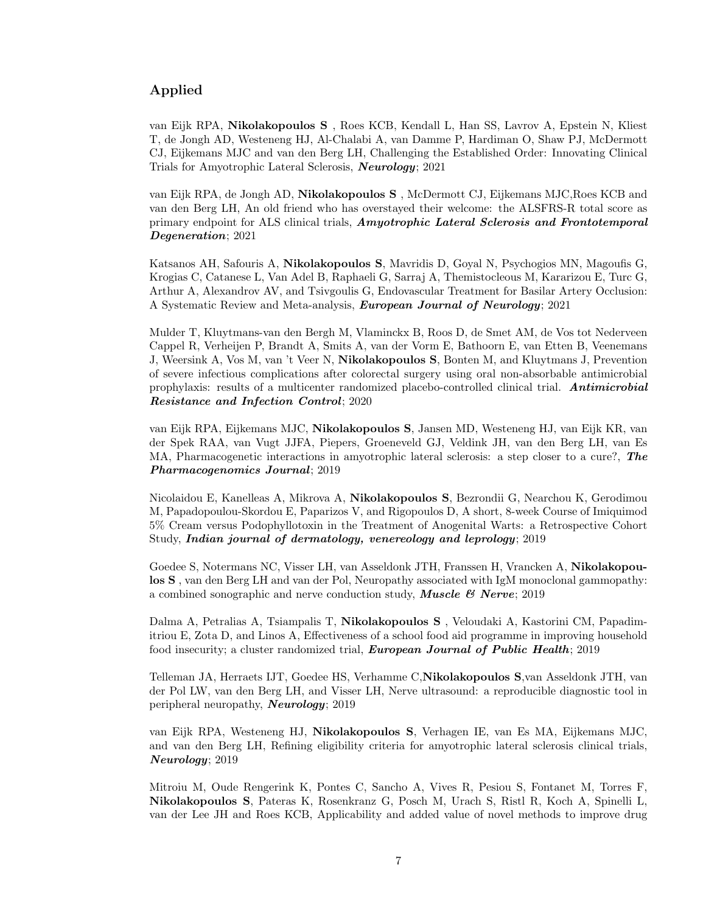## Applied

van Eijk RPA, **Nikolakopoulos S** , Roes KCB, Kendall L, Han SS, Lavrov A, Epstein N, Kliest T, de Jongh AD, Westeneng HJ, Al-Chalabi A, van Damme P, Hardiman O, Shaw PJ, McDermott CJ, Eijkemans MJC and van den Berg LH, Challenging the Established Order: Innovating Clinical Trials for Amyotrophic Lateral Sclerosis, ***Neurology***; 2021

van Eijk RPA, de Jongh AD, **Nikolakopoulos S** , McDermott CJ, Eijkemans MJC,Roes KCB and van den Berg LH, An old friend who has overstayed their welcome: the ALSFRS-R total score as primary endpoint for ALS clinical trials, ***Amyotrophic Lateral Sclerosis and Frontotemporal Degeneration***; 2021

Katsanos AH, Safouris A, **Nikolakopoulos S**, Mavridis D, Goyal N, Psychogios MN, Magoufis G, Krogias C, Catanese L, Van Adel B, Raphaeli G, Sarraj A, Themistocleous M, Kararizou E, Turc G, Arthur A, Alexandrov AV, and Tsivgoulis G, Endovascular Treatment for Basilar Artery Occlusion: A Systematic Review and Meta-analysis, ***European Journal of Neurology***; 2021

Mulder T, Kluytmans-van den Bergh M, Vlaminckx B, Roos D, de Smet AM, de Vos tot Nederveen Cappel R, Verheijen P, Brandt A, Smits A, van der Vorm E, Bathoorn E, van Etten B, Veenemans J, Weersink A, Vos M, van 't Veer N, **Nikolakopoulos S**, Bonten M, and Kluytmans J, Prevention of severe infectious complications after colorectal surgery using oral non-absorbable antimicrobial prophylaxis: results of a multicenter randomized placebo-controlled clinical trial. ***Antimicrobial Resistance and Infection Control***; 2020

van Eijk RPA, Eijkemans MJC, **Nikolakopoulos S**, Jansen MD, Westeneng HJ, van Eijk KR, van der Spek RAA, van Vugt JJFA, Piepers, Groeneveld GJ, Veldink JH, van den Berg LH, van Es MA, Pharmacogenetic interactions in amyotrophic lateral sclerosis: a step closer to a cure?, ***The Pharmacogenomics Journal***; 2019

Nicolaidou E, Kanelleas A, Mikrova A, **Nikolakopoulos S**, Bezrondii G, Nearchou K, Gerodimou M, Papadopoulou-Skordou E, Paparizos V, and Rigopoulos D, A short, 8-week Course of Imiquimod 5% Cream versus Podophyllotoxin in the Treatment of Anogenital Warts: a Retrospective Cohort Study, ***Indian journal of dermatology, venereology and leprology***; 2019

Goedee S, Notermans NC, Visser LH, van Asseldonk JTH, Franssen H, Vrancken A, **Nikolakopoulos S** , van den Berg LH and van der Pol, Neuropathy associated with IgM monoclonal gammopathy: a combined sonographic and nerve conduction study, ***Muscle & Nerve***; 2019

Dalma A, Petralias A, Tsiampalis T, **Nikolakopoulos S** , Veloudaki A, Kastorini CM, Papadimitriou E, Zota D, and Linos A, Effectiveness of a school food aid programme in improving household food insecurity; a cluster randomized trial, ***European Journal of Public Health***; 2019

Telleman JA, Herraets IJT, Goedee HS, Verhamme C,**Nikolakopoulos S**,van Asseldonk JTH, van der Pol LW, van den Berg LH, and Visser LH, Nerve ultrasound: a reproducible diagnostic tool in peripheral neuropathy, ***Neurology***; 2019

van Eijk RPA, Westeneng HJ, **Nikolakopoulos S**, Verhagen IE, van Es MA, Eijkemans MJC, and van den Berg LH, Refining eligibility criteria for amyotrophic lateral sclerosis clinical trials, ***Neurology***; 2019

Mitroiu M, Oude Rengerink K, Pontes C, Sancho A, Vives R, Pesiou S, Fontanet M, Torres F, **Nikolakopoulos S**, Pateras K, Rosenkranz G, Posch M, Urach S, Ristl R, Koch A, Spinelli L, van der Lee JH and Roes KCB, Applicability and added value of novel methods to improve drug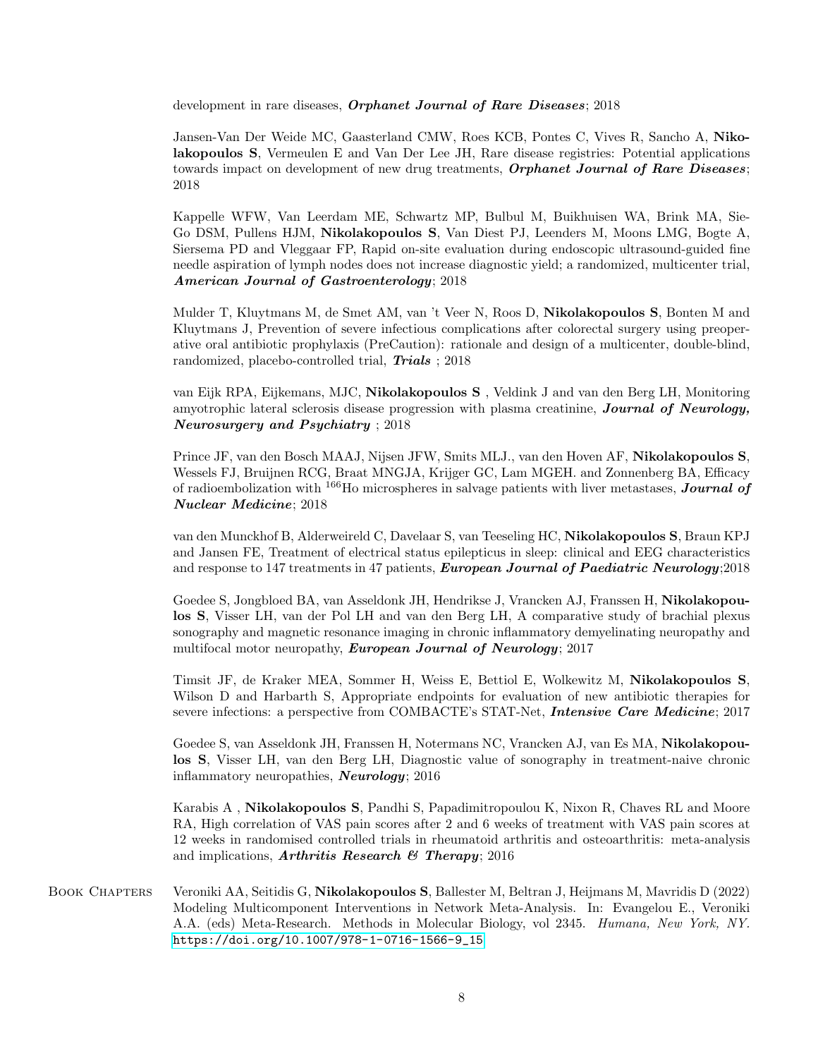development in rare diseases, ***Orphanet Journal of Rare Diseases***; 2018

Jansen-Van Der Weide MC, Gaasterland CMW, Roes KCB, Pontes C, Vives R, Sancho A, **Nikolakopoulos S**, Vermeulen E and Van Der Lee JH, Rare disease registries: Potential applications towards impact on development of new drug treatments, ***Orphanet Journal of Rare Diseases***; 2018

Kappelle WFW, Van Leerdam ME, Schwartz MP, Bulbul M, Buikhuisen WA, Brink MA, Sie-Go DSM, Pullens HJM, **Nikolakopoulos S**, Van Diest PJ, Leenders M, Moons LMG, Bogte A, Siersema PD and Vleggaar FP, Rapid on-site evaluation during endoscopic ultrasound-guided fine needle aspiration of lymph nodes does not increase diagnostic yield; a randomized, multicenter trial, ***American Journal of Gastroenterology***; 2018

Mulder T, Kluytmans M, de Smet AM, van 't Veer N, Roos D, **Nikolakopoulos S**, Bonten M and Kluytmans J, Prevention of severe infectious complications after colorectal surgery using preoperative oral antibiotic prophylaxis (PreCaution): rationale and design of a multicenter, double-blind, randomized, placebo-controlled trial, ***Trials*** ; 2018

van Eijk RPA, Eijkemans, MJC, **Nikolakopoulos S** , Veldink J and van den Berg LH, Monitoring amyotrophic lateral sclerosis disease progression with plasma creatinine, ***Journal of Neurology, Neurosurgery and Psychiatry*** ; 2018

Prince JF, van den Bosch MAAJ, Nijsen JFW, Smits MLJ., van den Hoven AF, **Nikolakopoulos S**, Wessels FJ, Bruijnen RCG, Braat MNGJA, Krijger GC, Lam MGEH. and Zonnenberg BA, Efficacy of radioembolization with $^{166}$Ho microspheres in salvage patients with liver metastases, ***Journal of Nuclear Medicine***; 2018

van den Munckhof B, Alderweireld C, Davelaar S, van Teeseling HC, **Nikolakopoulos S**, Braun KPJ and Jansen FE, Treatment of electrical status epilepticus in sleep: clinical and EEG characteristics and response to 147 treatments in 47 patients, ***European Journal of Paediatric Neurology***;2018

Goedee S, Jongbloed BA, van Asseldonk JH, Hendrikse J, Vrancken AJ, Franssen H, **Nikolakopoulos S**, Visser LH, van der Pol LH and van den Berg LH, A comparative study of brachial plexus sonography and magnetic resonance imaging in chronic inflammatory demyelinating neuropathy and multifocal motor neuropathy, ***European Journal of Neurology***; 2017

Timsit JF, de Kraker MEA, Sommer H, Weiss E, Bettiol E, Wolkewitz M, **Nikolakopoulos S**, Wilson D and Harbarth S, Appropriate endpoints for evaluation of new antibiotic therapies for severe infections: a perspective from COMBACTE's STAT-Net, ***Intensive Care Medicine***; 2017

Goedee S, van Asseldonk JH, Franssen H, Notermans NC, Vrancken AJ, van Es MA, **Nikolakopoulos S**, Visser LH, van den Berg LH, Diagnostic value of sonography in treatment-naive chronic inflammatory neuropathies, ***Neurology***; 2016

Karabis A , **Nikolakopoulos S**, Pandhi S, Papadimitropoulou K, Nixon R, Chaves RL and Moore RA, High correlation of VAS pain scores after 2 and 6 weeks of treatment with VAS pain scores at 12 weeks in randomised controlled trials in rheumatoid arthritis and osteoarthritis: meta-analysis and implications, ***Arthritis Research & Therapy***; 2016

## Book Chapters

Veroniki AA, Seitidis G, **Nikolakopoulos S**, Ballester M, Beltran J, Heijmans M, Mavridis D (2022) Modeling Multicomponent Interventions in Network Meta-Analysis. In: Evangelou E., Veroniki A.A. (eds) Meta-Research. Methods in Molecular Biology, vol 2345. *Humana, New York, NY.* https://doi.org/10.1007/978-1-0716-1566-9_15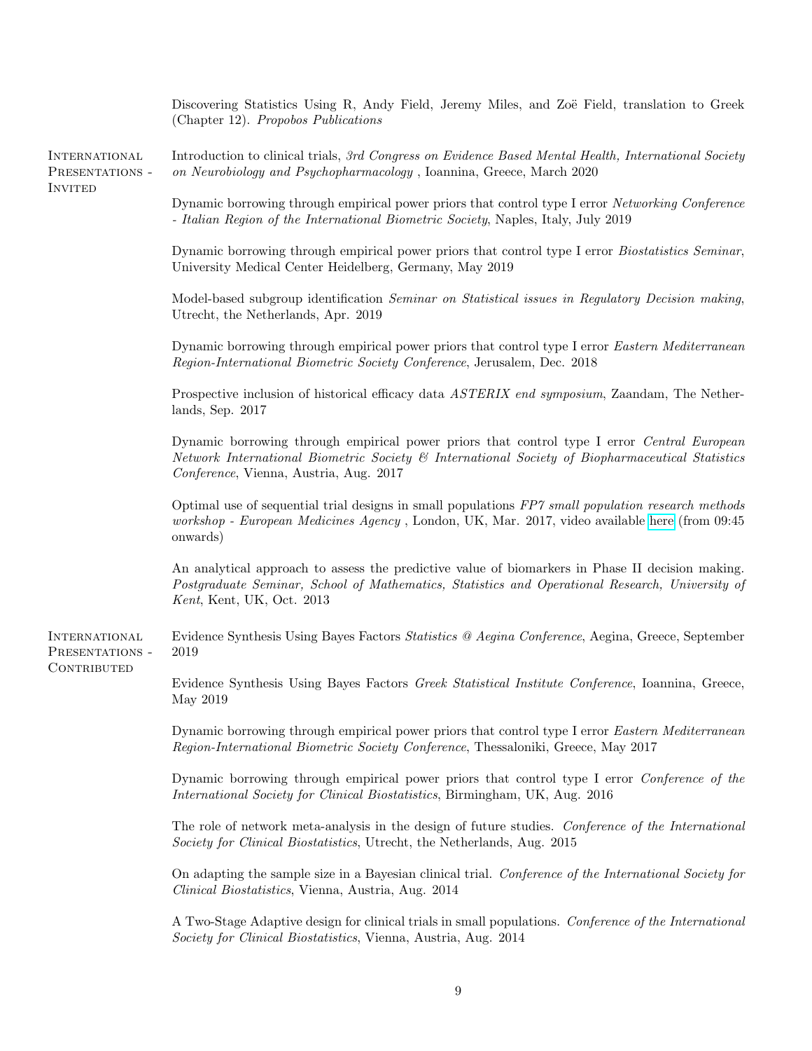Discovering Statistics Using R, Andy Field, Jeremy Miles, and Zoë Field, translation to Greek (Chapter 12). *Propobos Publications*

## International Presentations - Invited

Introduction to clinical trials, *3rd Congress on Evidence Based Mental Health, International Society on Neurobiology and Psychopharmacology* , Ioannina, Greece, March 2020

Dynamic borrowing through empirical power priors that control type I error *Networking Conference - Italian Region of the International Biometric Society*, Naples, Italy, July 2019

Dynamic borrowing through empirical power priors that control type I error *Biostatistics Seminar*, University Medical Center Heidelberg, Germany, May 2019

Model-based subgroup identification *Seminar on Statistical issues in Regulatory Decision making*, Utrecht, the Netherlands, Apr. 2019

Dynamic borrowing through empirical power priors that control type I error *Eastern Mediterranean Region-International Biometric Society Conference*, Jerusalem, Dec. 2018

Prospective inclusion of historical efficacy data *ASTERIX end symposium*, Zaandam, The Netherlands, Sep. 2017

Dynamic borrowing through empirical power priors that control type I error *Central European Network International Biometric Society & International Society of Biopharmaceutical Statistics Conference*, Vienna, Austria, Aug. 2017

Optimal use of sequential trial designs in small populations *FP7 small population research methods workshop - European Medicines Agency* , London, UK, Mar. 2017, video available here (from 09:45 onwards)

An analytical approach to assess the predictive value of biomarkers in Phase II decision making. *Postgraduate Seminar, School of Mathematics, Statistics and Operational Research, University of Kent*, Kent, UK, Oct. 2013

## International Presentations - Contributed

Evidence Synthesis Using Bayes Factors *Statistics @ Aegina Conference*, Aegina, Greece, September 2019

Evidence Synthesis Using Bayes Factors *Greek Statistical Institute Conference*, Ioannina, Greece, May 2019

Dynamic borrowing through empirical power priors that control type I error *Eastern Mediterranean Region-International Biometric Society Conference*, Thessaloniki, Greece, May 2017

Dynamic borrowing through empirical power priors that control type I error *Conference of the International Society for Clinical Biostatistics*, Birmingham, UK, Aug. 2016

The role of network meta-analysis in the design of future studies. *Conference of the International Society for Clinical Biostatistics*, Utrecht, the Netherlands, Aug. 2015

On adapting the sample size in a Bayesian clinical trial. *Conference of the International Society for Clinical Biostatistics*, Vienna, Austria, Aug. 2014

A Two-Stage Adaptive design for clinical trials in small populations. *Conference of the International Society for Clinical Biostatistics*, Vienna, Austria, Aug. 2014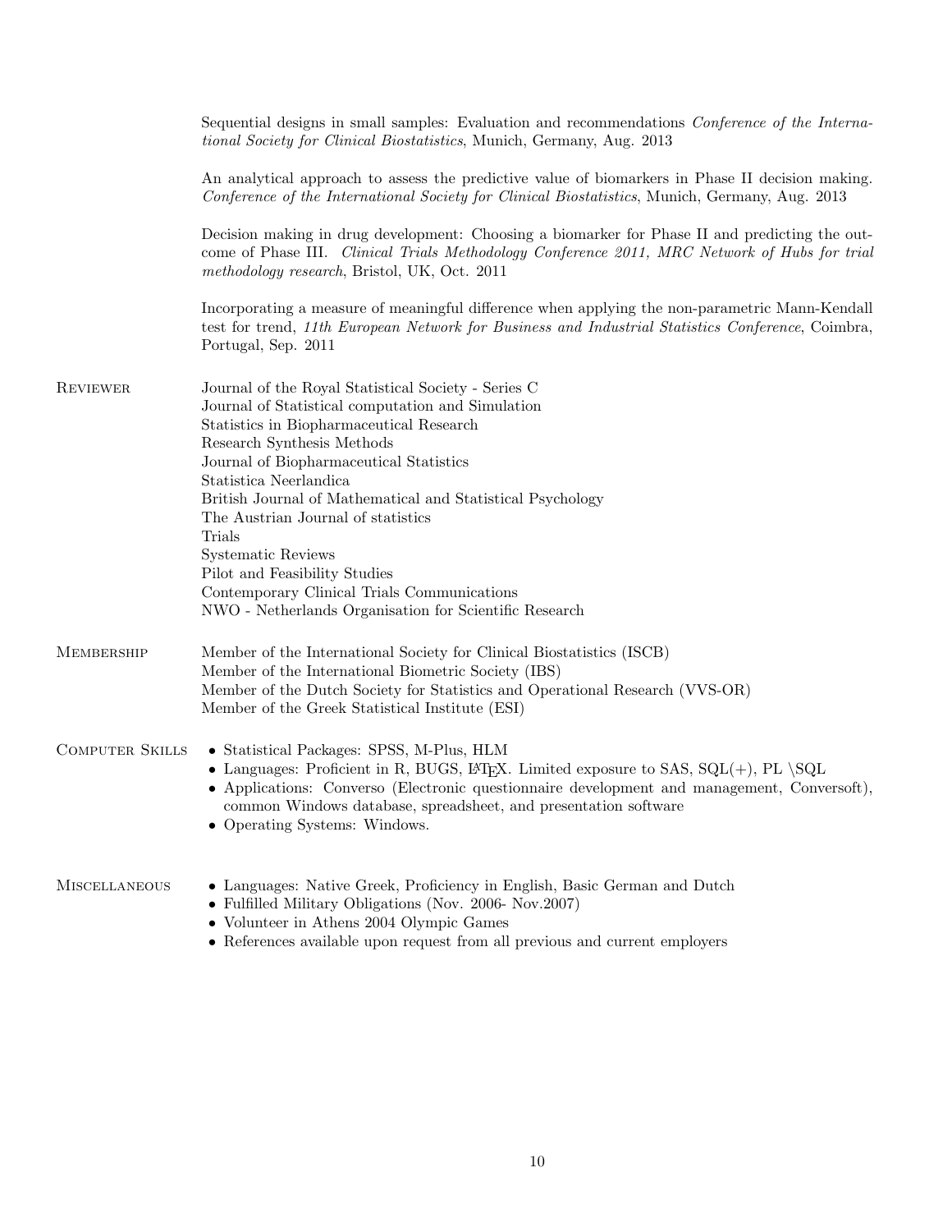Sequential designs in small samples: Evaluation and recommendations *Conference of the International Society for Clinical Biostatistics*, Munich, Germany, Aug. 2013

An analytical approach to assess the predictive value of biomarkers in Phase II decision making. *Conference of the International Society for Clinical Biostatistics*, Munich, Germany, Aug. 2013

Decision making in drug development: Choosing a biomarker for Phase II and predicting the outcome of Phase III. *Clinical Trials Methodology Conference 2011, MRC Network of Hubs for trial methodology research*, Bristol, UK, Oct. 2011

Incorporating a measure of meaningful difference when applying the non-parametric Mann-Kendall test for trend, *11th European Network for Business and Industrial Statistics Conference*, Coimbra, Portugal, Sep. 2011

## Reviewer

Journal of the Royal Statistical Society - Series C
Journal of Statistical computation and Simulation
Statistics in Biopharmaceutical Research
Research Synthesis Methods
Journal of Biopharmaceutical Statistics
Statistica Neerlandica
British Journal of Mathematical and Statistical Psychology
The Austrian Journal of statistics
Trials
Systematic Reviews
Pilot and Feasibility Studies
Contemporary Clinical Trials Communications
NWO - Netherlands Organisation for Scientific Research

## Membership

Member of the International Society for Clinical Biostatistics (ISCB)
Member of the International Biometric Society (IBS)
Member of the Dutch Society for Statistics and Operational Research (VVS-OR)
Member of the Greek Statistical Institute (ESI)

## Computer Skills

- Statistical Packages: SPSS, M-Plus, HLM
- Languages: Proficient in R, BUGS, LaTeX. Limited exposure to SAS, SQL(+), PL \SQL
- Applications: Converso (Electronic questionnaire development and management, Conversoft), common Windows database, spreadsheet, and presentation software
- Operating Systems: Windows.

## Miscellaneous

- Languages: Native Greek, Proficiency in English, Basic German and Dutch
- Fulfilled Military Obligations (Nov. 2006- Nov.2007)
- Volunteer in Athens 2004 Olympic Games
- References available upon request from all previous and current employers